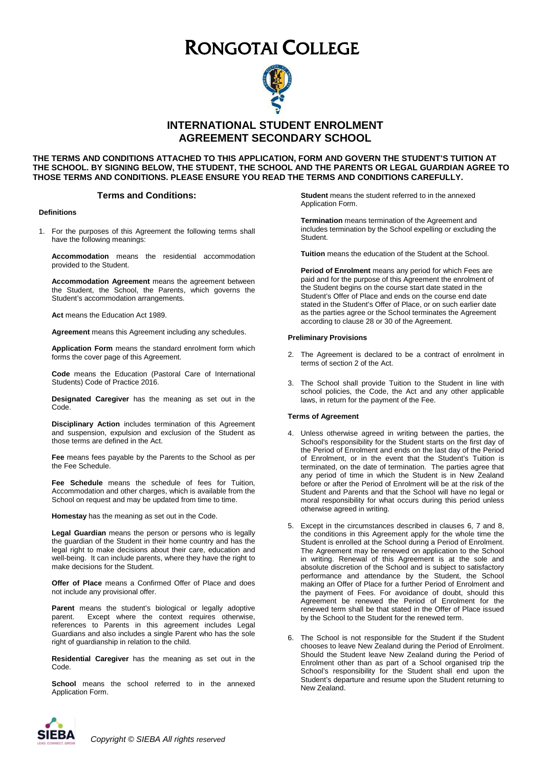# RONGOTAI COLLEGE

## INTERNATIONAL STUDENT ENROLMENT AGREEMENT SECONDARY SCHOOL

**THE TERMS AND CONDITIONS ATTACHED TO THIS APPLICATION, FORM AND GOVERN THE STUDENT'S TUITION AT THE SCHOOL. BY SIGNING BELOW, THE STUDENT, THE SCHOOL AND THE PARENTS OR LEGAL GUARDIAN AGREE TO THOSE TERMS AND CONDITIONS. PLEASE ENSURE YOU READ THE TERMS AND CONDITIONS CAREFULLY.**

### Terms and Conditions:

#### Definitions

1. For the purposes of this Agreement the following terms shall have the following meanings:

   **Accommodation** means the residential accommodation provided to the Student.

   **Accommodation Agreement** means the agreement between the Student, the School, the Parents, which governs the Student's accommodation arrangements.

   **Act** means the Education Act 1989.

   **Agreement** means this Agreement including any schedules.

   **Application Form** means the standard enrolment form which forms the cover page of this Agreement.

   **Code** means the Education (Pastoral Care of International Students) Code of Practice 2016.

   **Designated Caregiver** has the meaning as set out in the Code.

   **Disciplinary Action** includes termination of this Agreement and suspension, expulsion and exclusion of the Student as those terms are defined in the Act.

   **Fee** means fees payable by the Parents to the School as per the Fee Schedule.

   **Fee Schedule** means the schedule of fees for Tuition, Accommodation and other charges, which is available from the School on request and may be updated from time to time.

   **Homestay** has the meaning as set out in the Code.

   **Legal Guardian** means the person or persons who is legally the guardian of the Student in their home country and has the legal right to make decisions about their care, education and well-being. It can include parents, where they have the right to make decisions for the Student.

   **Offer of Place** means a Confirmed Offer of Place and does not include any provisional offer.

   **Parent** means the student's biological or legally adoptive parent. Except where the context requires otherwise, references to Parents in this agreement includes Legal Guardians and also includes a single Parent who has the sole right of guardianship in relation to the child.

   **Residential Caregiver** has the meaning as set out in the Code.

   **School** means the school referred to in the annexed Application Form.

   **Student** means the student referred to in the annexed Application Form.

   **Termination** means termination of the Agreement and includes termination by the School expelling or excluding the Student.

   **Tuition** means the education of the Student at the School.

   **Period of Enrolment** means any period for which Fees are paid and for the purpose of this Agreement the enrolment of the Student begins on the course start date stated in the Student's Offer of Place and ends on the course end date stated in the Student's Offer of Place, or on such earlier date as the parties agree or the School terminates the Agreement according to clause 28 or 30 of the Agreement.

#### Preliminary Provisions

2. The Agreement is declared to be a contract of enrolment in terms of section 2 of the Act.

3. The School shall provide Tuition to the Student in line with school policies, the Code, the Act and any other applicable laws, in return for the payment of the Fee.

#### Terms of Agreement

4. Unless otherwise agreed in writing between the parties, the School's responsibility for the Student starts on the first day of the Period of Enrolment and ends on the last day of the Period of Enrolment, or in the event that the Student's Tuition is terminated, on the date of termination. The parties agree that any period of time in which the Student is in New Zealand before or after the Period of Enrolment will be at the risk of the Student and Parents and that the School will have no legal or moral responsibility for what occurs during this period unless otherwise agreed in writing.

5. Except in the circumstances described in clauses 6, 7 and 8, the conditions in this Agreement apply for the whole time the Student is enrolled at the School during a Period of Enrolment. The Agreement may be renewed on application to the School in writing. Renewal of this Agreement is at the sole and absolute discretion of the School and is subject to satisfactory performance and attendance by the Student, the School making an Offer of Place for a further Period of Enrolment and the payment of Fees. For avoidance of doubt, should this Agreement be renewed the Period of Enrolment for the renewed term shall be that stated in the Offer of Place issued by the School to the Student for the renewed term.

6. The School is not responsible for the Student if the Student chooses to leave New Zealand during the Period of Enrolment. Should the Student leave New Zealand during the Period of Enrolment other than as part of a School organised trip the School's responsibility for the Student shall end upon the Student's departure and resume upon the Student returning to New Zealand.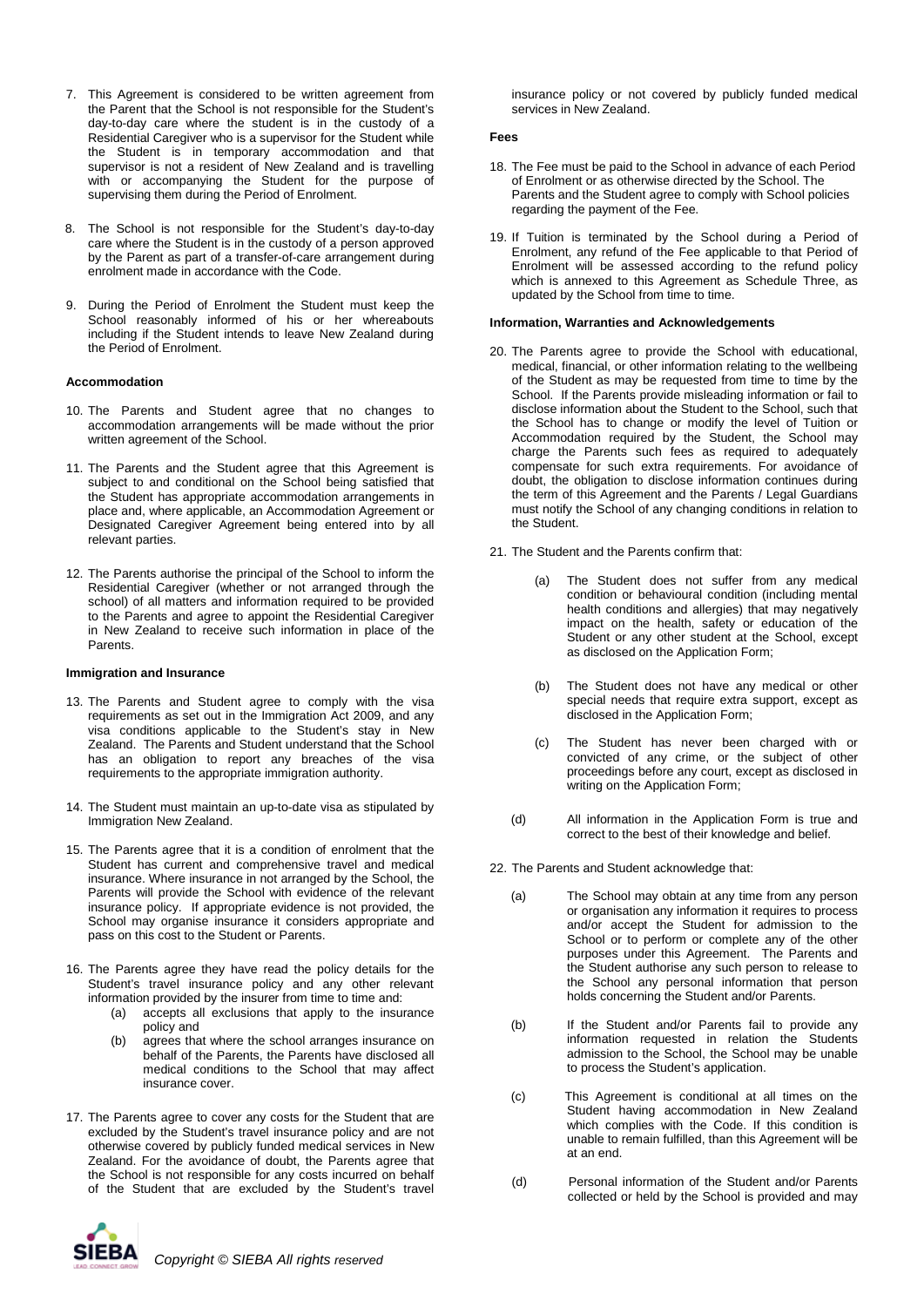7. This Agreement is considered to be written agreement from the Parent that the School is not responsible for the Student's day-to-day care where the student is in the custody of a Residential Caregiver who is a supervisor for the Student while the Student is in temporary accommodation and that supervisor is not a resident of New Zealand and is travelling with or accompanying the Student for the purpose of supervising them during the Period of Enrolment.

8. The School is not responsible for the Student's day-to-day care where the Student is in the custody of a person approved by the Parent as part of a transfer-of-care arrangement during enrolment made in accordance with the Code.

9. During the Period of Enrolment the Student must keep the School reasonably informed of his or her whereabouts including if the Student intends to leave New Zealand during the Period of Enrolment.

**Accommodation**

10. The Parents and Student agree that no changes to accommodation arrangements will be made without the prior written agreement of the School.

11. The Parents and the Student agree that this Agreement is subject to and conditional on the School being satisfied that the Student has appropriate accommodation arrangements in place and, where applicable, an Accommodation Agreement or Designated Caregiver Agreement being entered into by all relevant parties.

12. The Parents authorise the principal of the School to inform the Residential Caregiver (whether or not arranged through the school) of all matters and information required to be provided to the Parents and agree to appoint the Residential Caregiver in New Zealand to receive such information in place of the Parents.

**Immigration and Insurance**

13. The Parents and Student agree to comply with the visa requirements as set out in the Immigration Act 2009, and any visa conditions applicable to the Student's stay in New Zealand. The Parents and Student understand that the School has an obligation to report any breaches of the visa requirements to the appropriate immigration authority.

14. The Student must maintain an up-to-date visa as stipulated by Immigration New Zealand.

15. The Parents agree that it is a condition of enrolment that the Student has current and comprehensive travel and medical insurance. Where insurance in not arranged by the School, the Parents will provide the School with evidence of the relevant insurance policy. If appropriate evidence is not provided, the School may organise insurance it considers appropriate and pass on this cost to the Student or Parents.

16. The Parents agree they have read the policy details for the Student's travel insurance policy and any other relevant information provided by the insurer from time to time and:
    (a) accepts all exclusions that apply to the insurance policy and
    (b) agrees that where the school arranges insurance on behalf of the Parents, the Parents have disclosed all medical conditions to the School that may affect insurance cover.

17. The Parents agree to cover any costs for the Student that are excluded by the Student's travel insurance policy and are not otherwise covered by publicly funded medical services in New Zealand. For the avoidance of doubt, the Parents agree that the School is not responsible for any costs incurred on behalf of the Student that are excluded by the Student's travel insurance policy or not covered by publicly funded medical services in New Zealand.

**Fees**

18. The Fee must be paid to the School in advance of each Period of Enrolment or as otherwise directed by the School. The Parents and the Student agree to comply with School policies regarding the payment of the Fee.

19. If Tuition is terminated by the School during a Period of Enrolment, any refund of the Fee applicable to that Period of Enrolment will be assessed according to the refund policy which is annexed to this Agreement as Schedule Three, as updated by the School from time to time.

**Information, Warranties and Acknowledgements**

20. The Parents agree to provide the School with educational, medical, financial, or other information relating to the wellbeing of the Student as may be requested from time to time by the School. If the Parents provide misleading information or fail to disclose information about the Student to the School, such that the School has to change or modify the level of Tuition or Accommodation required by the Student, the School may charge the Parents such fees as required to adequately compensate for such extra requirements. For avoidance of doubt, the obligation to disclose information continues during the term of this Agreement and the Parents / Legal Guardians must notify the School of any changing conditions in relation to the Student.

21. The Student and the Parents confirm that:

    (a) The Student does not suffer from any medical condition or behavioural condition (including mental health conditions and allergies) that may negatively impact on the health, safety or education of the Student or any other student at the School, except as disclosed on the Application Form;

    (b) The Student does not have any medical or other special needs that require extra support, except as disclosed in the Application Form;

    (c) The Student has never been charged with or convicted of any crime, or the subject of other proceedings before any court, except as disclosed in writing on the Application Form;

    (d) All information in the Application Form is true and correct to the best of their knowledge and belief.

22. The Parents and Student acknowledge that:

    (a) The School may obtain at any time from any person or organisation any information it requires to process and/or accept the Student for admission to the School or to perform or complete any of the other purposes under this Agreement. The Parents and the Student authorise any such person to release to the School any personal information that person holds concerning the Student and/or Parents.

    (b) If the Student and/or Parents fail to provide any information requested in relation the Students admission to the School, the School may be unable to process the Student's application.

    (c) This Agreement is conditional at all times on the Student having accommodation in New Zealand which complies with the Code. If this condition is unable to remain fulfilled, than this Agreement will be at an end.

    (d) Personal information of the Student and/or Parents collected or held by the School is provided and may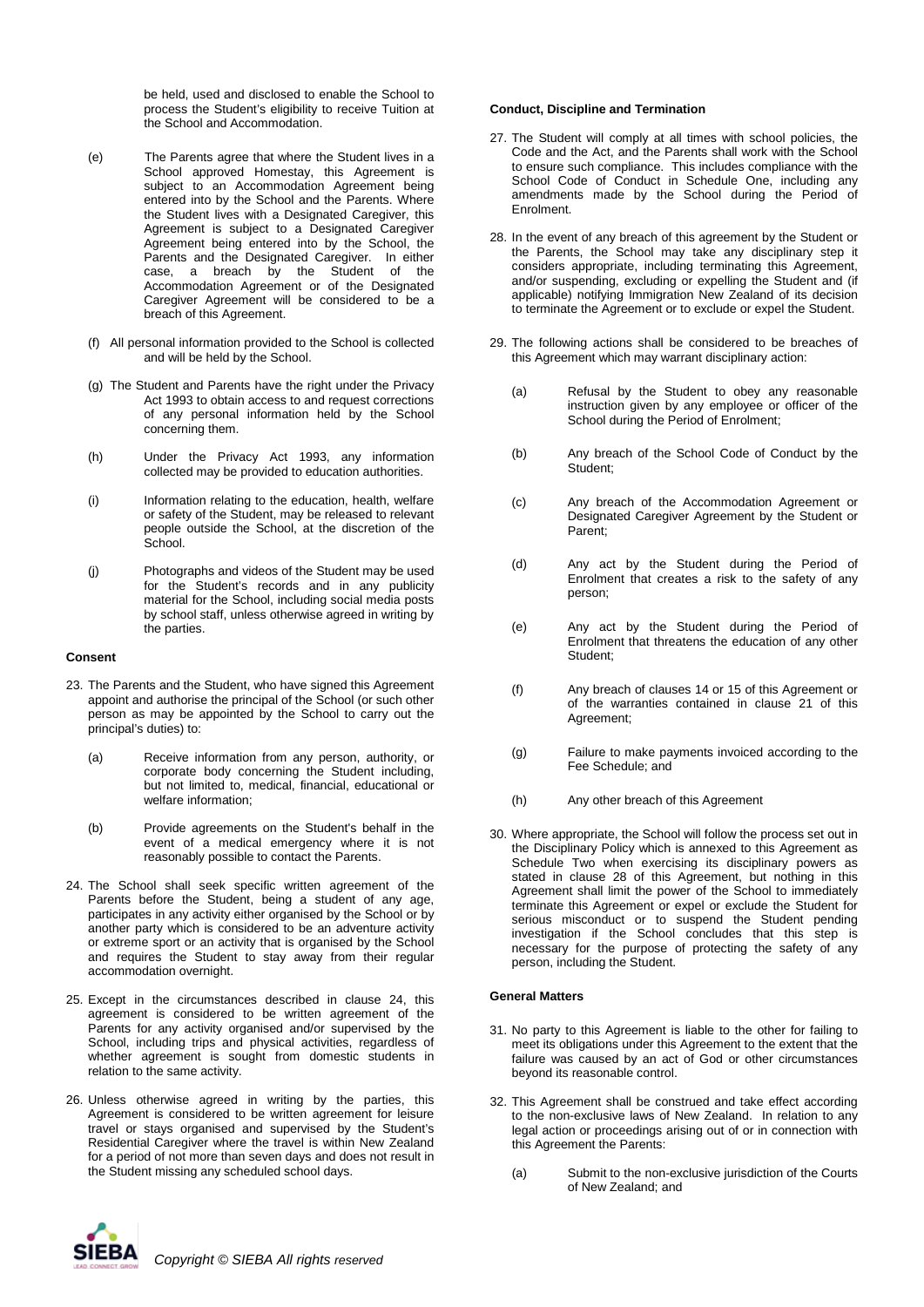be held, used and disclosed to enable the School to process the Student's eligibility to receive Tuition at the School and Accommodation.

(e) The Parents agree that where the Student lives in a School approved Homestay, this Agreement is subject to an Accommodation Agreement being entered into by the School and the Parents. Where the Student lives with a Designated Caregiver, this Agreement is subject to a Designated Caregiver Agreement being entered into by the School, the Parents and the Designated Caregiver. In either case, a breach by the Student of the Accommodation Agreement or of the Designated Caregiver Agreement will be considered to be a breach of this Agreement.

(f) All personal information provided to the School is collected and will be held by the School.

(g) The Student and Parents have the right under the Privacy Act 1993 to obtain access to and request corrections of any personal information held by the School concerning them.

(h) Under the Privacy Act 1993, any information collected may be provided to education authorities.

(i) Information relating to the education, health, welfare or safety of the Student, may be released to relevant people outside the School, at the discretion of the School.

(j) Photographs and videos of the Student may be used for the Student's records and in any publicity material for the School, including social media posts by school staff, unless otherwise agreed in writing by the parties.

**Consent**

23. The Parents and the Student, who have signed this Agreement appoint and authorise the principal of the School (or such other person as may be appointed by the School to carry out the principal's duties) to:

    (a) Receive information from any person, authority, or corporate body concerning the Student including, but not limited to, medical, financial, educational or welfare information;

    (b) Provide agreements on the Student's behalf in the event of a medical emergency where it is not reasonably possible to contact the Parents.

24. The School shall seek specific written agreement of the Parents before the Student, being a student of any age, participates in any activity either organised by the School or by another party which is considered to be an adventure activity or extreme sport or an activity that is organised by the School and requires the Student to stay away from their regular accommodation overnight.

25. Except in the circumstances described in clause 24, this agreement is considered to be written agreement of the Parents for any activity organised and/or supervised by the School, including trips and physical activities, regardless of whether agreement is sought from domestic students in relation to the same activity.

26. Unless otherwise agreed in writing by the parties, this Agreement is considered to be written agreement for leisure travel or stays organised and supervised by the Student's Residential Caregiver where the travel is within New Zealand for a period of not more than seven days and does not result in the Student missing any scheduled school days.

**Conduct, Discipline and Termination**

27. The Student will comply at all times with school policies, the Code and the Act, and the Parents shall work with the School to ensure such compliance. This includes compliance with the School Code of Conduct in Schedule One, including any amendments made by the School during the Period of Enrolment.

28. In the event of any breach of this agreement by the Student or the Parents, the School may take any disciplinary step it considers appropriate, including terminating this Agreement, and/or suspending, excluding or expelling the Student and (if applicable) notifying Immigration New Zealand of its decision to terminate the Agreement or to exclude or expel the Student.

29. The following actions shall be considered to be breaches of this Agreement which may warrant disciplinary action:

    (a) Refusal by the Student to obey any reasonable instruction given by any employee or officer of the School during the Period of Enrolment;

    (b) Any breach of the School Code of Conduct by the Student;

    (c) Any breach of the Accommodation Agreement or Designated Caregiver Agreement by the Student or Parent;

    (d) Any act by the Student during the Period of Enrolment that creates a risk to the safety of any person;

    (e) Any act by the Student during the Period of Enrolment that threatens the education of any other Student;

    (f) Any breach of clauses 14 or 15 of this Agreement or of the warranties contained in clause 21 of this Agreement;

    (g) Failure to make payments invoiced according to the Fee Schedule; and

    (h) Any other breach of this Agreement

30. Where appropriate, the School will follow the process set out in the Disciplinary Policy which is annexed to this Agreement as Schedule Two when exercising its disciplinary powers as stated in clause 28 of this Agreement, but nothing in this Agreement shall limit the power of the School to immediately terminate this Agreement or expel or exclude the Student for serious misconduct or to suspend the Student pending investigation if the School concludes that this step is necessary for the purpose of protecting the safety of any person, including the Student.

**General Matters**

31. No party to this Agreement is liable to the other for failing to meet its obligations under this Agreement to the extent that the failure was caused by an act of God or other circumstances beyond its reasonable control.

32. This Agreement shall be construed and take effect according to the non-exclusive laws of New Zealand. In relation to any legal action or proceedings arising out of or in connection with this Agreement the Parents:

    (a) Submit to the non-exclusive jurisdiction of the Courts of New Zealand; and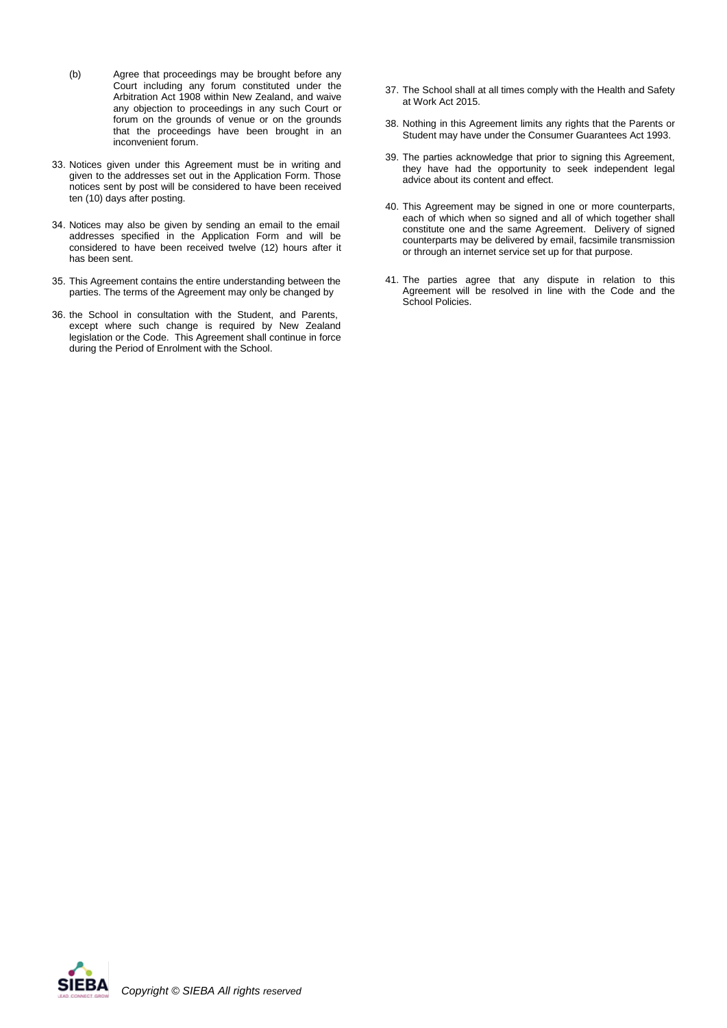(b) Agree that proceedings may be brought before any Court including any forum constituted under the Arbitration Act 1908 within New Zealand, and waive any objection to proceedings in any such Court or forum on the grounds of venue or on the grounds that the proceedings have been brought in an inconvenient forum.

33. Notices given under this Agreement must be in writing and given to the addresses set out in the Application Form. Those notices sent by post will be considered to have been received ten (10) days after posting.

34. Notices may also be given by sending an email to the email addresses specified in the Application Form and will be considered to have been received twelve (12) hours after it has been sent.

35. This Agreement contains the entire understanding between the parties. The terms of the Agreement may only be changed by

36. the School in consultation with the Student, and Parents, except where such change is required by New Zealand legislation or the Code. This Agreement shall continue in force during the Period of Enrolment with the School.

37. The School shall at all times comply with the Health and Safety at Work Act 2015.

38. Nothing in this Agreement limits any rights that the Parents or Student may have under the Consumer Guarantees Act 1993.

39. The parties acknowledge that prior to signing this Agreement, they have had the opportunity to seek independent legal advice about its content and effect.

40. This Agreement may be signed in one or more counterparts, each of which when so signed and all of which together shall constitute one and the same Agreement. Delivery of signed counterparts may be delivered by email, facsimile transmission or through an internet service set up for that purpose.

41. The parties agree that any dispute in relation to this Agreement will be resolved in line with the Code and the School Policies.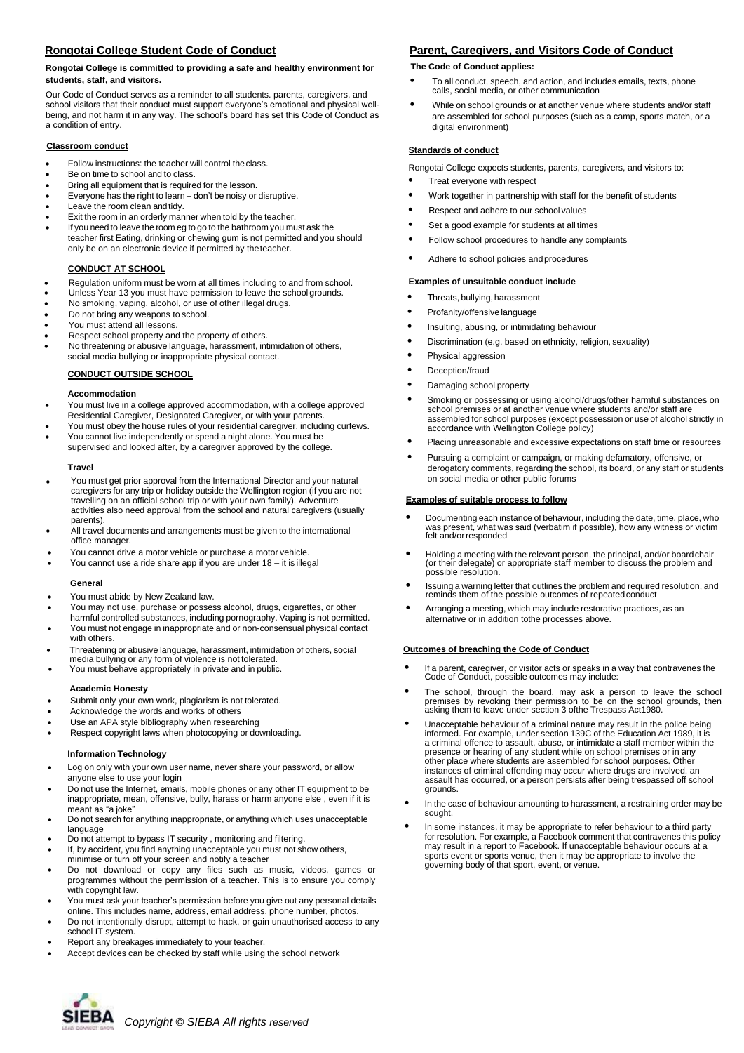## Rongotai College Student Code of Conduct

**Rongotai College is committed to providing a safe and healthy environment for students, staff, and visitors.**

Our Code of Conduct serves as a reminder to all students. parents, caregivers, and school visitors that their conduct must support everyone's emotional and physical well-being, and not harm it in any way. The school's board has set this Code of Conduct as a condition of entry.

### Classroom conduct

- Follow instructions: the teacher will control the class.
- Be on time to school and to class.
- Bring all equipment that is required for the lesson.
- Everyone has the right to learn – don't be noisy or disruptive.
- Leave the room clean and tidy.
- Exit the room in an orderly manner when told by the teacher.
- If you need to leave the room eg to go to the bathroom you must ask the teacher first Eating, drinking or chewing gum is not permitted and you should only be on an electronic device if permitted by the teacher.

### CONDUCT AT SCHOOL

- Regulation uniform must be worn at all times including to and from school.
- Unless Year 13 you must have permission to leave the school grounds.
- No smoking, vaping, alcohol, or use of other illegal drugs.
- Do not bring any weapons to school.
- You must attend all lessons.
- Respect school property and the property of others.
- No threatening or abusive language, harassment, intimidation of others, social media bullying or inappropriate physical contact.

### CONDUCT OUTSIDE SCHOOL

#### Accommodation

- You must live in a college approved accommodation, with a college approved Residential Caregiver, Designated Caregiver, or with your parents.
- You must obey the house rules of your residential caregiver, including curfews.
- You cannot live independently or spend a night alone. You must be supervised and looked after, by a caregiver approved by the college.

#### Travel

- You must get prior approval from the International Director and your natural caregivers for any trip or holiday outside the Wellington region (if you are not travelling on an official school trip or with your own family). Adventure activities also need approval from the school and natural caregivers (usually parents).
- All travel documents and arrangements must be given to the international office manager.
- You cannot drive a motor vehicle or purchase a motor vehicle.
- You cannot use a ride share app if you are under 18 – it is illegal

#### General

- You must abide by New Zealand law.
- You may not use, purchase or possess alcohol, drugs, cigarettes, or other harmful controlled substances, including pornography. Vaping is not permitted.
- You must not engage in inappropriate and or non-consensual physical contact with others.
- Threatening or abusive language, harassment, intimidation of others, social media bullying or any form of violence is not tolerated.
- You must behave appropriately in private and in public.

#### Academic Honesty

- Submit only your own work, plagiarism is not tolerated.
- Acknowledge the words and works of others
- Use an APA style bibliography when researching
- Respect copyright laws when photocopying or downloading.

#### Information Technology

- Log on only with your own user name, never share your password, or allow anyone else to use your login
- Do not use the Internet, emails, mobile phones or any other IT equipment to be inappropriate, mean, offensive, bully, harass or harm anyone else , even if it is meant as "a joke"
- Do not search for anything inappropriate, or anything which uses unacceptable language
- Do not attempt to bypass IT security , monitoring and filtering.
- If, by accident, you find anything unacceptable you must not show others, minimise or turn off your screen and notify a teacher
- Do not download or copy any files such as music, videos, games or programmes without the permission of a teacher. This is to ensure you comply with copyright law.
- You must ask your teacher's permission before you give out any personal details online. This includes name, address, email address, phone number, photos.
- Do not intentionally disrupt, attempt to hack, or gain unauthorised access to any school IT system.
- Report any breakages immediately to your teacher.
- Accept devices can be checked by staff while using the school network

## Parent, Caregivers, and Visitors Code of Conduct

**The Code of Conduct applies:**

- To all conduct, speech, and action, and includes emails, texts, phone calls, social media, or other communication
- While on school grounds or at another venue where students and/or staff are assembled for school purposes (such as a camp, sports match, or a digital environment)

### Standards of conduct

Rongotai College expects students, parents, caregivers, and visitors to:

- Treat everyone with respect
- Work together in partnership with staff for the benefit of students
- Respect and adhere to our school values
- Set a good example for students at all times
- Follow school procedures to handle any complaints
- Adhere to school policies and procedures

### Examples of unsuitable conduct include

- Threats, bullying, harassment
- Profanity/offensive language
- Insulting, abusing, or intimidating behaviour
- Discrimination (e.g. based on ethnicity, religion, sexuality)
- Physical aggression
- Deception/fraud
- Damaging school property
- Smoking or possessing or using alcohol/drugs/other harmful substances on school premises or at another venue where students and/or staff are assembled for school purposes (except possession or use of alcohol strictly in accordance with Wellington College policy)
- Placing unreasonable and excessive expectations on staff time or resources
- Pursuing a complaint or campaign, or making defamatory, offensive, or derogatory comments, regarding the school, its board, or any staff or students on social media or other public forums

### Examples of suitable process to follow

- Documenting each instance of behaviour, including the date, time, place, who was present, what was said (verbatim if possible), how any witness or victim felt and/or responded
- Holding a meeting with the relevant person, the principal, and/or board chair (or their delegate) or appropriate staff member to discuss the problem and possible resolution.
- Issuing a warning letter that outlines the problem and required resolution, and reminds them of the possible outcomes of repeated conduct
- Arranging a meeting, which may include restorative practices, as an alternative or in addition tothe processes above.

### Outcomes of breaching the Code of Conduct

- If a parent, caregiver, or visitor acts or speaks in a way that contravenes the Code of Conduct, possible outcomes may include:
- The school, through the board, may ask a person to leave the school premises by revoking their permission to be on the school grounds, then asking them to leave under section 3 ofthe Trespass Act1980.
- Unacceptable behaviour of a criminal nature may result in the police being informed. For example, under section 139C of the Education Act 1989, it is a criminal offence to assault, abuse, or intimidate a staff member within the presence or hearing of any student while on school premises or in any other place where students are assembled for school purposes. Other instances of criminal offending may occur where drugs are involved, an assault has occurred, or a person persists after being trespassed off school grounds.
- In the case of behaviour amounting to harassment, a restraining order may be sought.
- In some instances, it may be appropriate to refer behaviour to a third party for resolution. For example, a Facebook comment that contravenes this policy may result in a report to Facebook. If unacceptable behaviour occurs at a sports event or sports venue, then it may be appropriate to involve the governing body of that sport, event, or venue.

SIEBA *Copyright © SIEBA All rights reserved*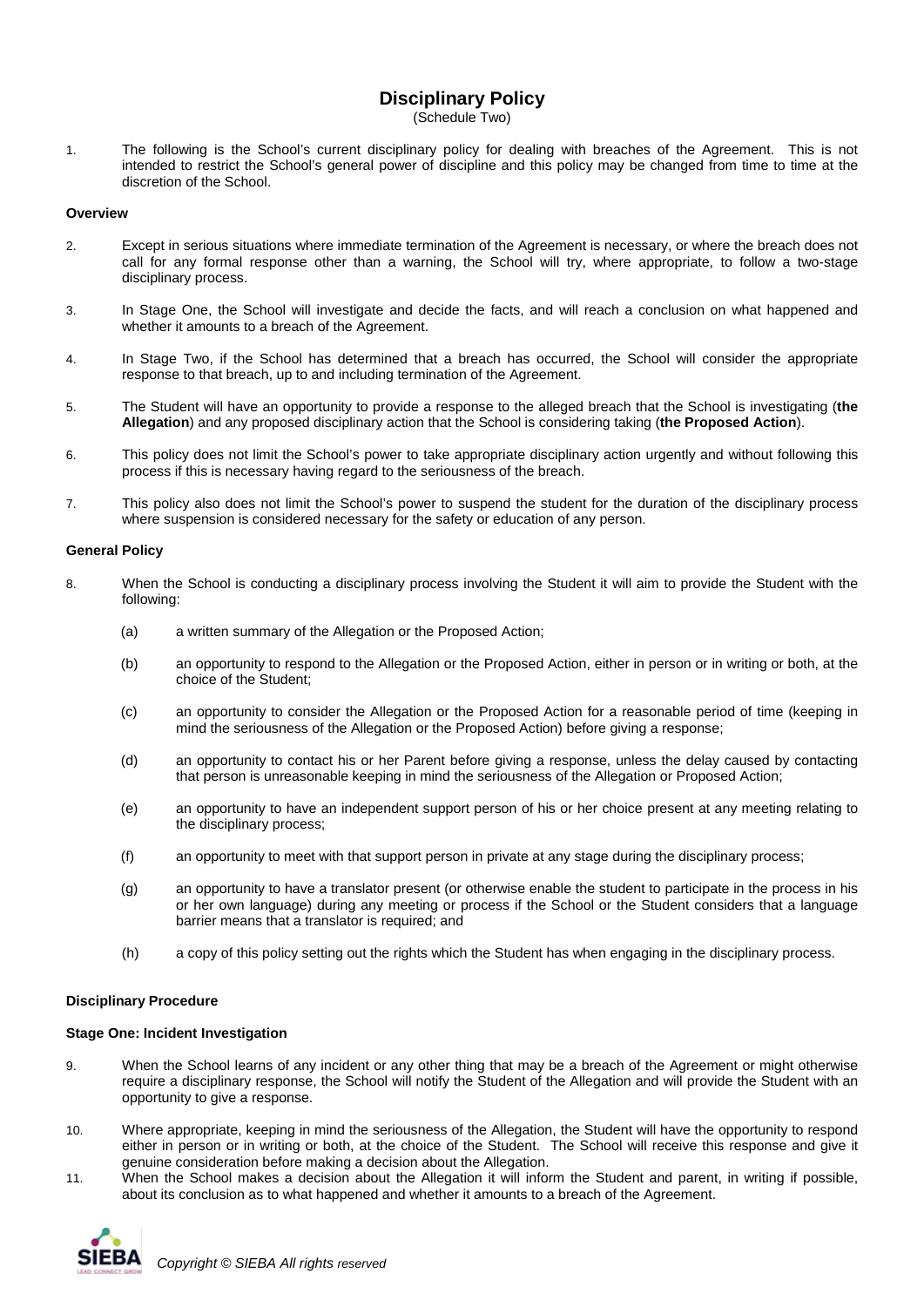# Disciplinary Policy

(Schedule Two)

1. The following is the School's current disciplinary policy for dealing with breaches of the Agreement. This is not intended to restrict the School's general power of discipline and this policy may be changed from time to time at the discretion of the School.

**Overview**

2. Except in serious situations where immediate termination of the Agreement is necessary, or where the breach does not call for any formal response other than a warning, the School will try, where appropriate, to follow a two-stage disciplinary process.

3. In Stage One, the School will investigate and decide the facts, and will reach a conclusion on what happened and whether it amounts to a breach of the Agreement.

4. In Stage Two, if the School has determined that a breach has occurred, the School will consider the appropriate response to that breach, up to and including termination of the Agreement.

5. The Student will have an opportunity to provide a response to the alleged breach that the School is investigating (**the Allegation**) and any proposed disciplinary action that the School is considering taking (**the Proposed Action**).

6. This policy does not limit the School's power to take appropriate disciplinary action urgently and without following this process if this is necessary having regard to the seriousness of the breach.

7. This policy also does not limit the School's power to suspend the student for the duration of the disciplinary process where suspension is considered necessary for the safety or education of any person.

**General Policy**

8. When the School is conducting a disciplinary process involving the Student it will aim to provide the Student with the following:

   (a) a written summary of the Allegation or the Proposed Action;

   (b) an opportunity to respond to the Allegation or the Proposed Action, either in person or in writing or both, at the choice of the Student;

   (c) an opportunity to consider the Allegation or the Proposed Action for a reasonable period of time (keeping in mind the seriousness of the Allegation or the Proposed Action) before giving a response;

   (d) an opportunity to contact his or her Parent before giving a response, unless the delay caused by contacting that person is unreasonable keeping in mind the seriousness of the Allegation or Proposed Action;

   (e) an opportunity to have an independent support person of his or her choice present at any meeting relating to the disciplinary process;

   (f) an opportunity to meet with that support person in private at any stage during the disciplinary process;

   (g) an opportunity to have a translator present (or otherwise enable the student to participate in the process in his or her own language) during any meeting or process if the School or the Student considers that a language barrier means that a translator is required; and

   (h) a copy of this policy setting out the rights which the Student has when engaging in the disciplinary process.

**Disciplinary Procedure**

**Stage One: Incident Investigation**

9. When the School learns of any incident or any other thing that may be a breach of the Agreement or might otherwise require a disciplinary response, the School will notify the Student of the Allegation and will provide the Student with an opportunity to give a response.

10. Where appropriate, keeping in mind the seriousness of the Allegation, the Student will have the opportunity to respond either in person or in writing or both, at the choice of the Student. The School will receive this response and give it genuine consideration before making a decision about the Allegation.

11. When the School makes a decision about the Allegation it will inform the Student and parent, in writing if possible, about its conclusion as to what happened and whether it amounts to a breach of the Agreement.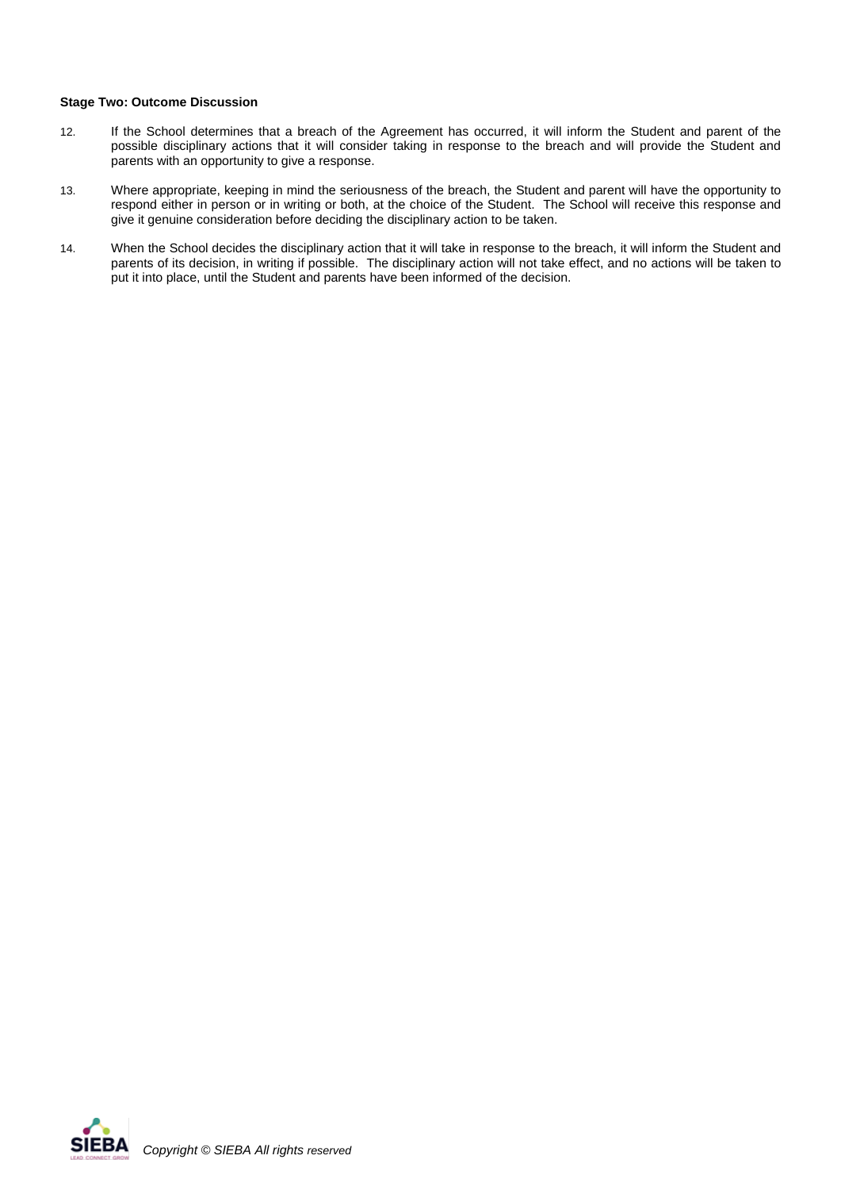**Stage Two: Outcome Discussion**

12. If the School determines that a breach of the Agreement has occurred, it will inform the Student and parent of the possible disciplinary actions that it will consider taking in response to the breach and will provide the Student and parents with an opportunity to give a response.

13. Where appropriate, keeping in mind the seriousness of the breach, the Student and parent will have the opportunity to respond either in person or in writing or both, at the choice of the Student. The School will receive this response and give it genuine consideration before deciding the disciplinary action to be taken.

14. When the School decides the disciplinary action that it will take in response to the breach, it will inform the Student and parents of its decision, in writing if possible. The disciplinary action will not take effect, and no actions will be taken to put it into place, until the Student and parents have been informed of the decision.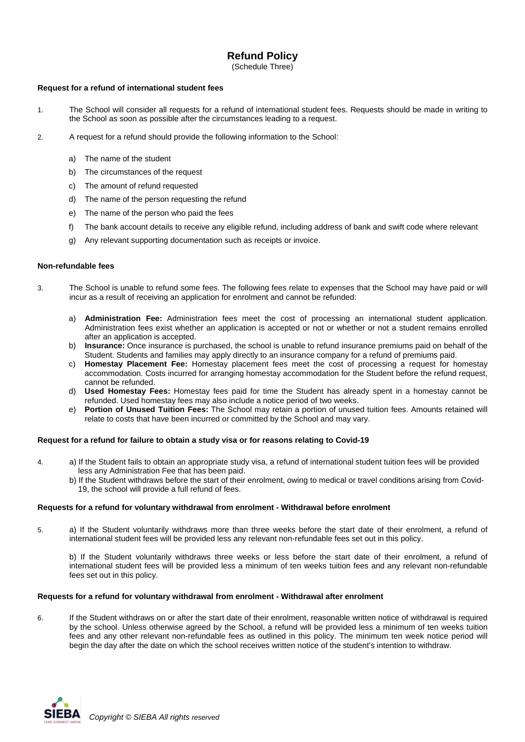# Refund Policy

(Schedule Three)

**Request for a refund of international student fees**

1. The School will consider all requests for a refund of international student fees. Requests should be made in writing to the School as soon as possible after the circumstances leading to a request.

2. A request for a refund should provide the following information to the School:

   a) The name of the student

   b) The circumstances of the request

   c) The amount of refund requested

   d) The name of the person requesting the refund

   e) The name of the person who paid the fees

   f) The bank account details to receive any eligible refund, including address of bank and swift code where relevant

   g) Any relevant supporting documentation such as receipts or invoice.

**Non-refundable fees**

3. The School is unable to refund some fees. The following fees relate to expenses that the School may have paid or will incur as a result of receiving an application for enrolment and cannot be refunded:

   a) **Administration Fee:** Administration fees meet the cost of processing an international student application. Administration fees exist whether an application is accepted or not or whether or not a student remains enrolled after an application is accepted.
   b) **Insurance:** Once insurance is purchased, the school is unable to refund insurance premiums paid on behalf of the Student. Students and families may apply directly to an insurance company for a refund of premiums paid.
   c) **Homestay Placement Fee:** Homestay placement fees meet the cost of processing a request for homestay accommodation. Costs incurred for arranging homestay accommodation for the Student before the refund request, cannot be refunded.
   d) **Used Homestay Fees:** Homestay fees paid for time the Student has already spent in a homestay cannot be refunded. Used homestay fees may also include a notice period of two weeks.
   e) **Portion of Unused Tuition Fees:** The School may retain a portion of unused tuition fees. Amounts retained will relate to costs that have been incurred or committed by the School and may vary.

**Request for a refund for failure to obtain a study visa or for reasons relating to Covid-19**

4. a) If the Student fails to obtain an appropriate study visa, a refund of international student tuition fees will be provided less any Administration Fee that has been paid.
   b) If the Student withdraws before the start of their enrolment, owing to medical or travel conditions arising from Covid-19, the school will provide a full refund of fees.

**Requests for a refund for voluntary withdrawal from enrolment - Withdrawal before enrolment**

5. a) If the Student voluntarily withdraws more than three weeks before the start date of their enrolment, a refund of international student fees will be provided less any relevant non-refundable fees set out in this policy.

   b) If the Student voluntarily withdraws three weeks or less before the start date of their enrolment, a refund of international student fees will be provided less a minimum of ten weeks tuition fees and any relevant non-refundable fees set out in this policy.

**Requests for a refund for voluntary withdrawal from enrolment - Withdrawal after enrolment**

6. If the Student withdraws on or after the start date of their enrolment, reasonable written notice of withdrawal is required by the school. Unless otherwise agreed by the School, a refund will be provided less a minimum of ten weeks tuition fees and any other relevant non-refundable fees as outlined in this policy. The minimum ten week notice period will begin the day after the date on which the school receives written notice of the student's intention to withdraw.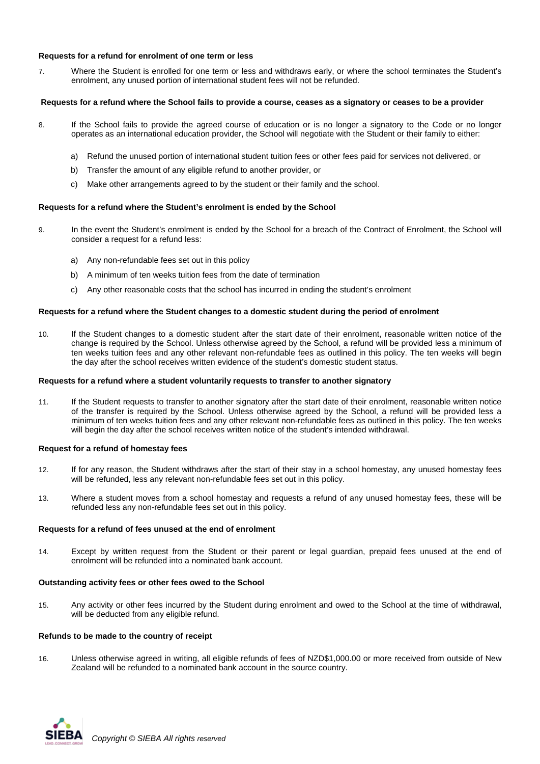**Requests for a refund for enrolment of one term or less**

7. Where the Student is enrolled for one term or less and withdraws early, or where the school terminates the Student's enrolment, any unused portion of international student fees will not be refunded.

**Requests for a refund where the School fails to provide a course, ceases as a signatory or ceases to be a provider**

8. If the School fails to provide the agreed course of education or is no longer a signatory to the Code or no longer operates as an international education provider, the School will negotiate with the Student or their family to either:

   a) Refund the unused portion of international student tuition fees or other fees paid for services not delivered, or

   b) Transfer the amount of any eligible refund to another provider, or

   c) Make other arrangements agreed to by the student or their family and the school.

**Requests for a refund where the Student's enrolment is ended by the School**

9. In the event the Student's enrolment is ended by the School for a breach of the Contract of Enrolment, the School will consider a request for a refund less:

   a) Any non-refundable fees set out in this policy

   b) A minimum of ten weeks tuition fees from the date of termination

   c) Any other reasonable costs that the school has incurred in ending the student's enrolment

**Requests for a refund where the Student changes to a domestic student during the period of enrolment**

10. If the Student changes to a domestic student after the start date of their enrolment, reasonable written notice of the change is required by the School. Unless otherwise agreed by the School, a refund will be provided less a minimum of ten weeks tuition fees and any other relevant non-refundable fees as outlined in this policy. The ten weeks will begin the day after the school receives written evidence of the student's domestic student status.

**Requests for a refund where a student voluntarily requests to transfer to another signatory**

11. If the Student requests to transfer to another signatory after the start date of their enrolment, reasonable written notice of the transfer is required by the School. Unless otherwise agreed by the School, a refund will be provided less a minimum of ten weeks tuition fees and any other relevant non-refundable fees as outlined in this policy. The ten weeks will begin the day after the school receives written notice of the student's intended withdrawal.

**Request for a refund of homestay fees**

12. If for any reason, the Student withdraws after the start of their stay in a school homestay, any unused homestay fees will be refunded, less any relevant non-refundable fees set out in this policy.

13. Where a student moves from a school homestay and requests a refund of any unused homestay fees, these will be refunded less any non-refundable fees set out in this policy.

**Requests for a refund of fees unused at the end of enrolment**

14. Except by written request from the Student or their parent or legal guardian, prepaid fees unused at the end of enrolment will be refunded into a nominated bank account.

**Outstanding activity fees or other fees owed to the School**

15. Any activity or other fees incurred by the Student during enrolment and owed to the School at the time of withdrawal, will be deducted from any eligible refund.

**Refunds to be made to the country of receipt**

16. Unless otherwise agreed in writing, all eligible refunds of fees of NZD$1,000.00 or more received from outside of New Zealand will be refunded to a nominated bank account in the source country.

*Copyright © SIEBA All rights reserved*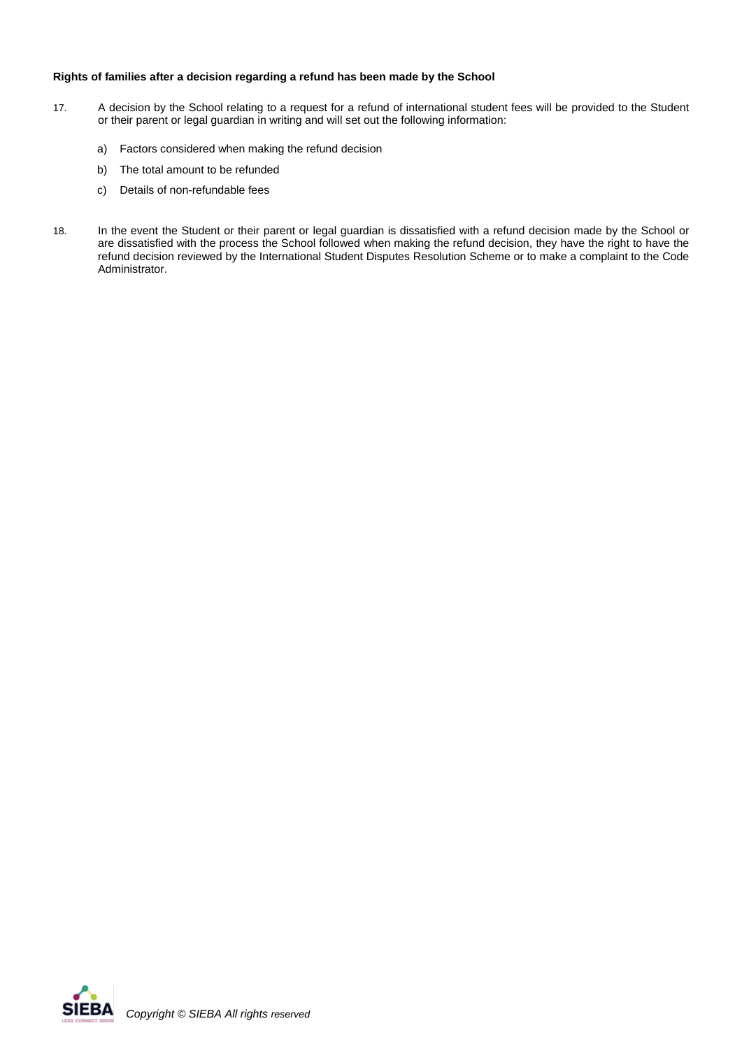**Rights of families after a decision regarding a refund has been made by the School**

17. A decision by the School relating to a request for a refund of international student fees will be provided to the Student or their parent or legal guardian in writing and will set out the following information:

    a) Factors considered when making the refund decision

    b) The total amount to be refunded

    c) Details of non-refundable fees

18. In the event the Student or their parent or legal guardian is dissatisfied with a refund decision made by the School or are dissatisfied with the process the School followed when making the refund decision, they have the right to have the refund decision reviewed by the International Student Disputes Resolution Scheme or to make a complaint to the Code Administrator.